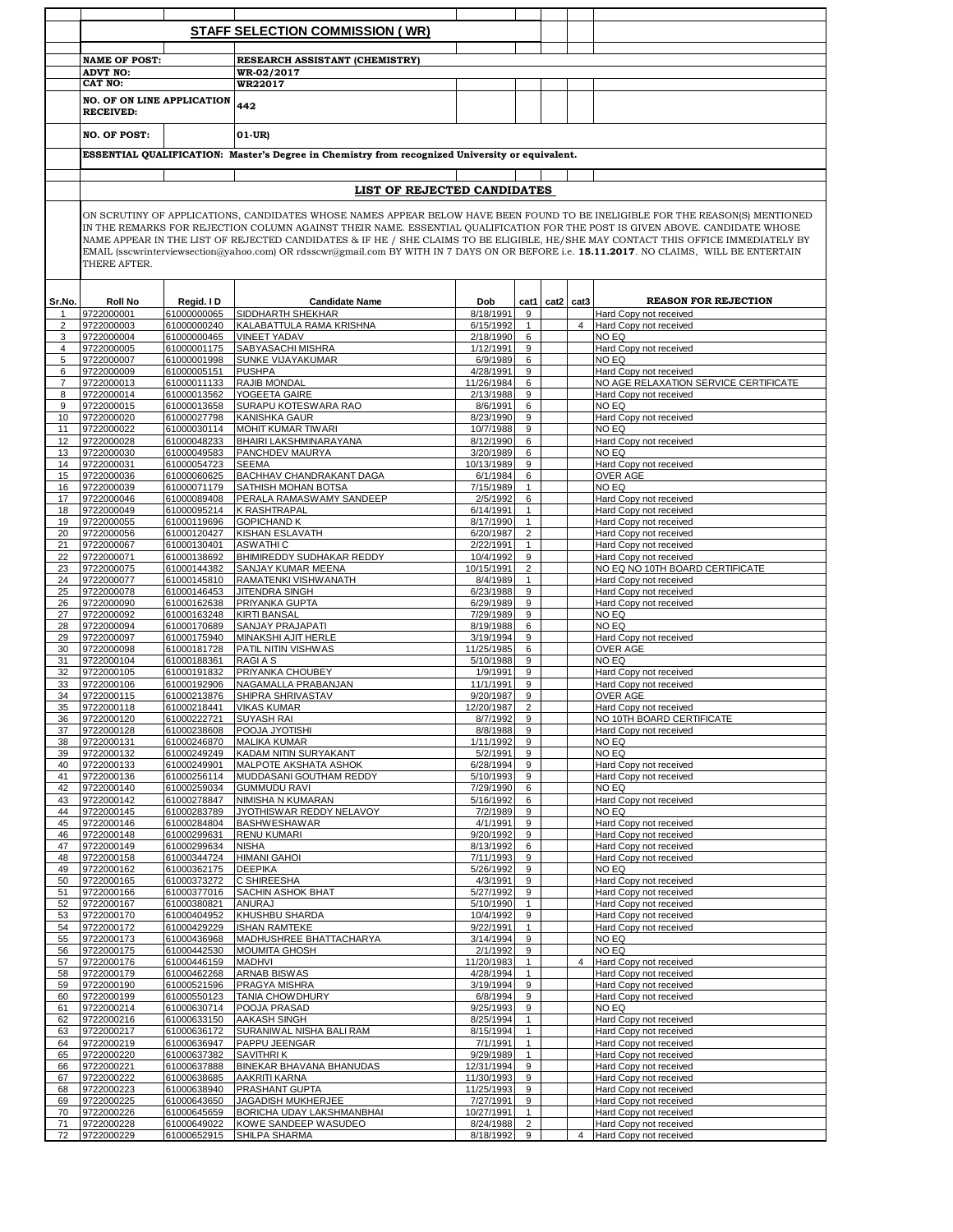## STAFF SELECTION COMMISSION ( WR)

| | |
|---|---|
| **NAME OF POST:** | **RESEARCH ASSISTANT (CHEMISTRY)** |
| **ADVT NO:** | **WR-02/2017** |
| **CAT NO:** | **WR22017** |
| **NO. OF ON LINE APPLICATION RECEIVED:** | **442** |
| **NO. OF POST:** | **01-UR)** |

**ESSENTIAL QUALIFICATION: Master's Degree in Chemistry from recognized University or equivalent.**

### LIST OF REJECTED CANDIDATES

ON SCRUTINY OF APPLICATIONS, CANDIDATES WHOSE NAMES APPEAR BELOW HAVE BEEN FOUND TO BE INELIGIBLE FOR THE REASON(S) MENTIONED IN THE REMARKS FOR REJECTION COLUMN AGAINST THEIR NAME. ESSENTIAL QUALIFICATION FOR THE POST IS GIVEN ABOVE. CANDIDATE WHOSE NAME APPEAR IN THE LIST OF REJECTED CANDIDATES & IF HE / SHE CLAIMS TO BE ELIGIBLE, HE/SHE MAY CONTACT THIS OFFICE IMMEDIATELY BY EMAIL (sscwrinterviewsection@yahoo.com) OR rdsscwr@gmail.com BY WITH IN 7 DAYS ON OR BEFORE i.e. **15.11.2017**. NO CLAIMS, WILL BE ENTERTAIN THERE AFTER.

| Sr.No. | Roll No | Regid. I D | Candidate Name | Dob | cat1 | cat2 | cat3 | REASON FOR REJECTION |
|---|---|---|---|---|---|---|---|---|
| 1 | 9722000001 | 61000000065 | SIDDHARTH SHEKHAR | 8/18/1991 | 9 | | | Hard Copy not received |
| 2 | 9722000003 | 61000000240 | KALABATTULA RAMA KRISHNA | 6/15/1992 | 1 | | 4 | Hard Copy not received |
| 3 | 9722000004 | 61000000465 | VINEET YADAV | 2/18/1990 | 6 | | | NO EQ |
| 4 | 9722000005 | 61000001175 | SABYASACHI MISHRA | 1/12/1991 | 9 | | | Hard Copy not received |
| 5 | 9722000007 | 61000001998 | SUNKE VIJAYAKUMAR | 6/9/1989 | 6 | | | NO EQ |
| 6 | 9722000009 | 61000005151 | PUSHPA | 4/28/1991 | 9 | | | Hard Copy not received |
| 7 | 9722000013 | 61000011133 | RAJIB MONDAL | 11/26/1984 | 6 | | | NO AGE RELAXATION SERVICE CERTIFICATE |
| 8 | 9722000014 | 61000013562 | YOGEETA GAIRE | 2/13/1988 | 9 | | | Hard Copy not received |
| 9 | 9722000015 | 61000013658 | SURAPU KOTESWARA RAO | 8/6/1991 | 6 | | | NO EQ |
| 10 | 9722000020 | 61000027798 | KANISHKA GAUR | 8/23/1990 | 9 | | | Hard Copy not received |
| 11 | 9722000022 | 61000030114 | MOHIT KUMAR TIWARI | 10/7/1988 | 9 | | | NO EQ |
| 12 | 9722000028 | 61000048233 | BHAIRI LAKSHMINARAYANA | 8/12/1990 | 6 | | | Hard Copy not received |
| 13 | 9722000030 | 61000049583 | PANCHDEV MAURYA | 3/20/1989 | 6 | | | NO EQ |
| 14 | 9722000031 | 61000054723 | SEEMA | 10/13/1989 | 9 | | | Hard Copy not received |
| 15 | 9722000036 | 61000060625 | BACHHAV CHANDRAKANT DAGA | 6/1/1984 | 6 | | | OVER AGE |
| 16 | 9722000039 | 61000071179 | SATHISH MOHAN BOTSA | 7/15/1989 | 1 | | | NO EQ |
| 17 | 9722000046 | 61000089408 | PERALA RAMASWAMY SANDEEP | 2/5/1992 | 6 | | | Hard Copy not received |
| 18 | 9722000049 | 61000095214 | K RASHTRAPAL | 6/14/1991 | 1 | | | Hard Copy not received |
| 19 | 9722000055 | 61000119696 | GOPICHAND K | 8/17/1990 | 1 | | | Hard Copy not received |
| 20 | 9722000056 | 61000120427 | KISHAN ESLAVATH | 6/20/1987 | 2 | | | Hard Copy not received |
| 21 | 9722000067 | 61000130401 | ASWATHI C | 2/22/1991 | 1 | | | Hard Copy not received |
| 22 | 9722000071 | 61000138692 | BHIMIREDDY SUDHAKAR REDDY | 10/4/1992 | 9 | | | Hard Copy not received |
| 23 | 9722000075 | 61000144382 | SANJAY KUMAR MEENA | 10/15/1991 | 2 | | | NO EQ NO 10TH BOARD CERTIFICATE |
| 24 | 9722000077 | 61000145810 | RAMATENKI VISHWANATH | 8/4/1989 | 1 | | | Hard Copy not received |
| 25 | 9722000078 | 61000146453 | JITENDRA SINGH | 6/23/1988 | 9 | | | Hard Copy not received |
| 26 | 9722000090 | 61000162638 | PRIYANKA GUPTA | 6/29/1989 | 9 | | | Hard Copy not received |
| 27 | 9722000092 | 61000163248 | KIRTI BANSAL | 7/29/1989 | 9 | | | NO EQ |
| 28 | 9722000094 | 61000170689 | SANJAY PRAJAPATI | 8/19/1988 | 6 | | | NO EQ |
| 29 | 9722000097 | 61000175940 | MINAKSHI AJIT HERLE | 3/19/1994 | 9 | | | Hard Copy not received |
| 30 | 9722000098 | 61000181728 | PATIL NITIN VISHWAS | 11/25/1985 | 6 | | | OVER AGE |
| 31 | 9722000104 | 61000188361 | RAGI A S | 5/10/1988 | 9 | | | NO EQ |
| 32 | 9722000105 | 61000191832 | PRIYANKA CHOUBEY | 1/9/1991 | 9 | | | Hard Copy not received |
| 33 | 9722000106 | 61000192906 | NAGAMALLA PRABANJAN | 11/1/1991 | 9 | | | Hard Copy not received |
| 34 | 9722000115 | 61000213876 | SHIPRA SHRIVASTAV | 9/20/1987 | 9 | | | OVER AGE |
| 35 | 9722000118 | 61000218441 | VIKAS KUMAR | 12/20/1987 | 2 | | | Hard Copy not received |
| 36 | 9722000120 | 61000222721 | SUYASH RAI | 8/7/1992 | 9 | | | NO 10TH BOARD CERTIFICATE |
| 37 | 9722000128 | 61000238608 | POOJA JYOTISHI | 8/8/1988 | 9 | | | Hard Copy not received |
| 38 | 9722000131 | 61000246870 | MALIKA KUMAR | 1/11/1992 | 9 | | | NO EQ |
| 39 | 9722000132 | 61000249249 | KADAM NITIN SURYAKANT | 5/2/1991 | 9 | | | NO EQ |
| 40 | 9722000133 | 61000249901 | MALPOTE AKSHATA ASHOK | 6/28/1994 | 9 | | | Hard Copy not received |
| 41 | 9722000136 | 61000256114 | MUDDASANI GOUTHAM REDDY | 5/10/1993 | 9 | | | Hard Copy not received |
| 42 | 9722000140 | 61000259034 | GUMMUDU RAVI | 7/29/1990 | 6 | | | NO EQ |
| 43 | 9722000142 | 61000278847 | NIMISHA N KUMARAN | 5/16/1992 | 6 | | | Hard Copy not received |
| 44 | 9722000145 | 61000283789 | JYOTHISWAR REDDY NELAVOY | 7/2/1989 | 9 | | | NO EQ |
| 45 | 9722000146 | 61000284804 | BASHWESHAWAR | 4/1/1991 | 9 | | | Hard Copy not received |
| 46 | 9722000148 | 61000299631 | RENU KUMARI | 9/20/1992 | 9 | | | Hard Copy not received |
| 47 | 9722000149 | 61000299634 | NISHA | 8/13/1992 | 6 | | | Hard Copy not received |
| 48 | 9722000158 | 61000344724 | HIMANI GAHOI | 7/11/1993 | 9 | | | Hard Copy not received |
| 49 | 9722000162 | 61000362175 | DEEPIKA | 5/26/1992 | 9 | | | NO EQ |
| 50 | 9722000165 | 61000373272 | C SHIREESHA | 4/3/1991 | 9 | | | Hard Copy not received |
| 51 | 9722000166 | 61000377016 | SACHIN ASHOK BHAT | 5/27/1992 | 9 | | | Hard Copy not received |
| 52 | 9722000167 | 61000380821 | ANURAJ | 5/10/1990 | 1 | | | Hard Copy not received |
| 53 | 9722000170 | 61000404952 | KHUSHBU SHARDA | 10/4/1992 | 9 | | | Hard Copy not received |
| 54 | 9722000172 | 61000429229 | ISHAN RAMTEKE | 9/22/1991 | 1 | | | Hard Copy not received |
| 55 | 9722000173 | 61000436968 | MADHUSHREE BHATTACHARYA | 3/14/1994 | 9 | | | NO EQ |
| 56 | 9722000175 | 61000442530 | MOUMITA GHOSH | 2/1/1992 | 9 | | | NO EQ |
| 57 | 9722000176 | 61000446159 | MADHVI | 11/20/1983 | 1 | | 4 | Hard Copy not received |
| 58 | 9722000179 | 61000462268 | ARNAB BISWAS | 4/28/1994 | 1 | | | Hard Copy not received |
| 59 | 9722000190 | 61000521596 | PRAGYA MISHRA | 3/19/1994 | 9 | | | Hard Copy not received |
| 60 | 9722000199 | 61000550123 | TANIA CHOWDHURY | 6/8/1994 | 9 | | | Hard Copy not received |
| 61 | 9722000214 | 61000630714 | POOJA PRASAD | 9/25/1993 | 9 | | | NO EQ |
| 62 | 9722000216 | 61000633150 | AAKASH SINGH | 8/25/1994 | 1 | | | Hard Copy not received |
| 63 | 9722000217 | 61000636172 | SURANIWAL NISHA BALI RAM | 8/15/1994 | 1 | | | Hard Copy not received |
| 64 | 9722000219 | 61000636947 | PAPPU JEENGAR | 7/1/1991 | 1 | | | Hard Copy not received |
| 65 | 9722000220 | 61000637382 | SAVITHRI K | 9/29/1989 | 1 | | | Hard Copy not received |
| 66 | 9722000221 | 61000637888 | BINEKAR BHAVANA BHANUDAS | 12/31/1994 | 9 | | | Hard Copy not received |
| 67 | 9722000222 | 61000638685 | AAKRITI KARNA | 11/30/1993 | 9 | | | Hard Copy not received |
| 68 | 9722000223 | 61000638940 | PRASHANT GUPTA | 11/25/1993 | 9 | | | Hard Copy not received |
| 69 | 9722000225 | 61000643650 | JAGADISH MUKHERJEE | 7/27/1991 | 9 | | | Hard Copy not received |
| 70 | 9722000226 | 61000645659 | BORICHA UDAY LAKSHMANBHAI | 10/27/1991 | 1 | | | Hard Copy not received |
| 71 | 9722000228 | 61000649022 | KOWE SANDEEP WASUDEO | 8/24/1988 | 2 | | | Hard Copy not received |
| 72 | 9722000229 | 61000652915 | SHILPA SHARMA | 8/18/1992 | 9 | | 4 | Hard Copy not received |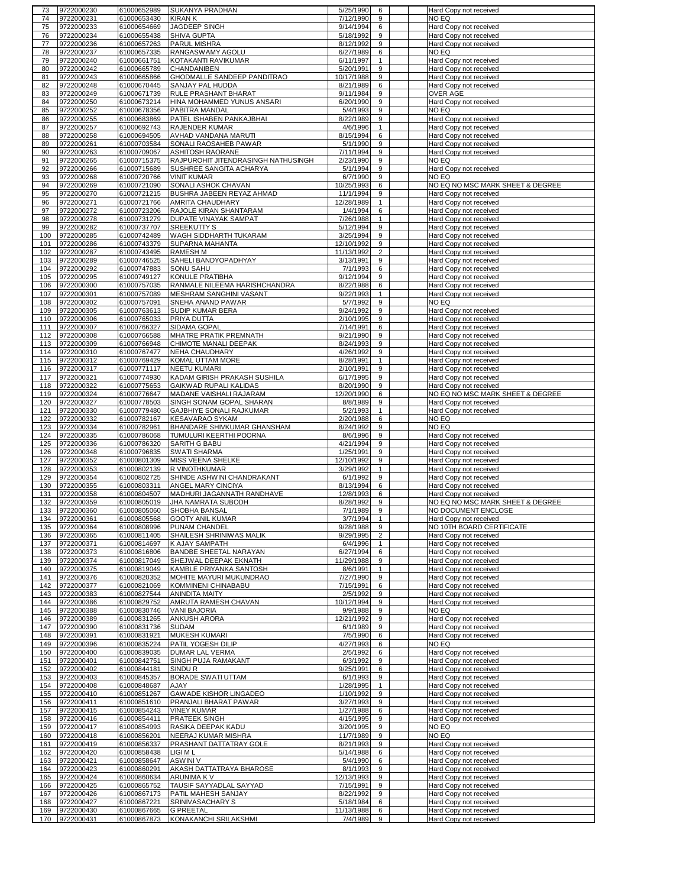| | | | | | | | |
|---|---|---|---|---|---|---|---|
| 73 | 9722000230 | 61000652989 | SUKANYA PRADHAN | 5/25/1990 | 6 | | Hard Copy not received |
| 74 | 9722000231 | 61000653430 | KIRAN K | 7/12/1990 | 9 | | NO EQ |
| 75 | 9722000233 | 61000654669 | JAGDEEP SINGH | 9/14/1994 | 6 | | Hard Copy not received |
| 76 | 9722000234 | 61000655438 | SHIVA GUPTA | 5/18/1992 | 9 | | Hard Copy not received |
| 77 | 9722000236 | 61000657263 | PARUL MISHRA | 8/12/1992 | 9 | | Hard Copy not received |
| 78 | 9722000237 | 61000657335 | RANGASWAMY AGOLU | 6/27/1989 | 6 | | NO EQ |
| 79 | 9722000240 | 61000661751 | KOTAKANTI RAVIKUMAR | 6/11/1997 | 1 | | Hard Copy not received |
| 80 | 9722000242 | 61000665789 | CHANDANIBEN | 5/20/1991 | 9 | | Hard Copy not received |
| 81 | 9722000243 | 61000665866 | GHODMALLE SANDEEP PANDITRAO | 10/17/1988 | 9 | | Hard Copy not received |
| 82 | 9722000248 | 61000670445 | SANJAY PAL HUDDA | 8/21/1989 | 6 | | Hard Copy not received |
| 83 | 9722000249 | 61000671739 | RULE PRASHANT BHARAT | 9/11/1984 | 9 | | OVER AGE |
| 84 | 9722000250 | 61000673214 | HINA MOHAMMED YUNUS ANSARI | 6/20/1990 | 9 | | Hard Copy not received |
| 85 | 9722000252 | 61000678356 | PABITRA MANDAL | 5/4/1993 | 9 | | NO EQ |
| 86 | 9722000255 | 61000683869 | PATEL ISHABEN PANKAJBHAI | 8/22/1989 | 9 | | Hard Copy not received |
| 87 | 9722000257 | 61000692743 | RAJENDER KUMAR | 4/6/1996 | 1 | | Hard Copy not received |
| 88 | 9722000258 | 61000694505 | AVHAD VANDANA MARUTI | 8/15/1994 | 6 | | Hard Copy not received |
| 89 | 9722000261 | 61000703584 | SONALI RAOSAHEB PAWAR | 5/1/1990 | 9 | | Hard Copy not received |
| 90 | 9722000263 | 61000709067 | ASHITOSH RAORANE | 7/11/1994 | 9 | | Hard Copy not received |
| 91 | 9722000265 | 61000715375 | RAJPUROHIT JITENDRASINGH NATHUSINGH | 2/23/1990 | 9 | | NO EQ |
| 92 | 9722000266 | 61000715689 | SUSHREE SANGITA ACHARYA | 5/1/1994 | 9 | | Hard Copy not received |
| 93 | 9722000268 | 61000720766 | VINIT KUMAR | 6/7/1990 | 9 | | NO EQ |
| 94 | 9722000269 | 61000721090 | SONALI ASHOK CHAVAN | 10/25/1993 | 6 | | NO EQ NO MSC MARK SHEET & DEGREE |
| 95 | 9722000270 | 61000721215 | BUSHRA JABEEN REYAZ AHMAD | 11/1/1994 | 9 | | Hard Copy not received |
| 96 | 9722000271 | 61000721766 | AMRITA CHAUDHARY | 12/28/1989 | 1 | | Hard Copy not received |
| 97 | 9722000272 | 61000723206 | RAJOLE KIRAN SHANTARAM | 1/4/1994 | 6 | | Hard Copy not received |
| 98 | 9722000278 | 61000731279 | DUPATE VINAYAK SAMPAT | 7/26/1988 | 1 | | Hard Copy not received |
| 99 | 9722000282 | 61000737707 | SREEKUTTY S | 5/12/1994 | 9 | | Hard Copy not received |
| 100 | 9722000285 | 61000742489 | WAGH SIDDHARTH TUKARAM | 3/25/1994 | 9 | | Hard Copy not received |
| 101 | 9722000286 | 61000743379 | SUPARNA MAHANTA | 12/10/1992 | 9 | | Hard Copy not received |
| 102 | 9722000287 | 61000743495 | RAMESH M | 11/13/1992 | 2 | | Hard Copy not received |
| 103 | 9722000289 | 61000746525 | SAHELI BANDYOPADHYAY | 3/13/1991 | 9 | | Hard Copy not received |
| 104 | 9722000292 | 61000747883 | SONU SAHU | 7/1/1993 | 6 | | Hard Copy not received |
| 105 | 9722000295 | 61000749127 | KONULE PRATIBHA | 9/12/1994 | 9 | | Hard Copy not received |
| 106 | 9722000300 | 61000757035 | RANMALE NILEEMA HARISHCHANDRA | 8/22/1988 | 6 | | Hard Copy not received |
| 107 | 9722000301 | 61000757089 | MESHRAM SANGHINI VASANT | 9/22/1993 | 1 | | Hard Copy not received |
| 108 | 9722000302 | 61000757091 | SNEHA ANAND PAWAR | 5/7/1992 | 9 | | NO EQ |
| 109 | 9722000305 | 61000763613 | SUDIP KUMAR BERA | 9/24/1992 | 9 | | Hard Copy not received |
| 110 | 9722000306 | 61000765033 | PRIYA DUTTA | 2/10/1995 | 9 | | Hard Copy not received |
| 111 | 9722000307 | 61000766327 | SIDAMA GOPAL | 7/14/1991 | 6 | | Hard Copy not received |
| 112 | 9722000308 | 61000766588 | MHATRE PRATIK PREMNATH | 9/21/1990 | 9 | | Hard Copy not received |
| 113 | 9722000309 | 61000766948 | CHIMOTE MANALI DEEPAK | 8/24/1993 | 9 | | Hard Copy not received |
| 114 | 9722000310 | 61000767477 | NEHA CHAUDHARY | 4/26/1992 | 9 | | Hard Copy not received |
| 115 | 9722000312 | 61000769429 | KOMAL UTTAM MORE | 8/28/1991 | 1 | | Hard Copy not received |
| 116 | 9722000317 | 61000771117 | NEETU KUMARI | 2/10/1991 | 9 | | Hard Copy not received |
| 117 | 9722000321 | 61000774930 | KADAM GIRISH PRAKASH SUSHILA | 6/17/1995 | 9 | | Hard Copy not received |
| 118 | 9722000322 | 61000775653 | GAIKWAD RUPALI KALIDAS | 8/20/1990 | 9 | | Hard Copy not received |
| 119 | 9722000324 | 61000776647 | MADANE VAISHALI RAJARAM | 12/20/1990 | 6 | | NO EQ NO MSC MARK SHEET & DEGREE |
| 120 | 9722000327 | 61000778503 | SINGH SONAM GOPAL SHARAN | 8/8/1989 | 9 | | Hard Copy not received |
| 121 | 9722000330 | 61000779480 | GAJBHIYE SONALI RAJKUMAR | 5/2/1993 | 1 | | Hard Copy not received |
| 122 | 9722000332 | 61000782167 | KESAVARAO SYKAM | 2/20/1988 | 6 | | NO EQ |
| 123 | 9722000334 | 61000782961 | BHANDARE SHIVKUMAR GHANSHAM | 8/24/1992 | 9 | | NO EQ |
| 124 | 9722000335 | 61000786068 | TUMULURI KEERTHI POORNA | 8/6/1996 | 9 | | Hard Copy not received |
| 125 | 9722000336 | 61000786320 | SARITH G BABU | 4/21/1994 | 9 | | Hard Copy not received |
| 126 | 9722000348 | 61000796835 | SWATI SHARMA | 1/25/1991 | 9 | | Hard Copy not received |
| 127 | 9722000352 | 61000801309 | MISS VEENA SHELKE | 12/10/1992 | 9 | | Hard Copy not received |
| 128 | 9722000353 | 61000802139 | R VINOTHKUMAR | 3/29/1992 | 1 | | Hard Copy not received |
| 129 | 9722000354 | 61000802725 | SHINDE ASHWINI CHANDRAKANT | 6/1/1992 | 9 | | Hard Copy not received |
| 130 | 9722000355 | 61000803311 | ANGEL MARY CINCIYA | 8/13/1994 | 6 | | Hard Copy not received |
| 131 | 9722000358 | 61000804507 | MADHURI JAGANNATH RANDHAVE | 12/8/1993 | 6 | | Hard Copy not received |
| 132 | 9722000359 | 61000805019 | JHA NAMRATA SUBODH | 8/28/1992 | 9 | | NO EQ NO MSC MARK SHEET & DEGREE |
| 133 | 9722000360 | 61000805060 | SHOBHA BANSAL | 7/1/1989 | 9 | | NO DOCUMENT ENCLOSE |
| 134 | 9722000361 | 61000805568 | GOOTY ANIL KUMAR | 3/7/1994 | 1 | | Hard Copy not received |
| 135 | 9722000364 | 61000808996 | PUNAM CHANDEL | 9/28/1988 | 9 | | NO 10TH BOARD CERTIFICATE |
| 136 | 9722000365 | 61000811405 | SHAILESH SHRINIWAS MALIK | 9/29/1995 | 2 | | Hard Copy not received |
| 137 | 9722000371 | 61000814697 | K AJAY SAMPATH | 6/4/1996 | 1 | | Hard Copy not received |
| 138 | 9722000373 | 61000816806 | BANDBE SHEETAL NARAYAN | 6/27/1994 | 6 | | Hard Copy not received |
| 139 | 9722000374 | 61000817049 | SHEJWAL DEEPAK EKNATH | 11/29/1988 | 9 | | Hard Copy not received |
| 140 | 9722000375 | 61000819049 | KAMBLE PRIYANKA SANTOSH | 8/6/1991 | 1 | | Hard Copy not received |
| 141 | 9722000376 | 61000820352 | MOHITE MAYURI MUKUNDRAO | 7/27/1990 | 9 | | Hard Copy not received |
| 142 | 9722000377 | 61000821069 | KOMMINENI CHINABABU | 7/15/1991 | 6 | | Hard Copy not received |
| 143 | 9722000383 | 61000827544 | ANINDITA MAITY | 2/5/1992 | 9 | | Hard Copy not received |
| 144 | 9722000386 | 61000829752 | AMRUTA RAMESH CHAVAN | 10/12/1994 | 9 | | Hard Copy not received |
| 145 | 9722000388 | 61000830746 | VANI BAJORIA | 9/9/1988 | 9 | | NO EQ |
| 146 | 9722000389 | 61000831265 | ANKUSH ARORA | 12/21/1992 | 9 | | Hard Copy not received |
| 147 | 9722000390 | 61000831736 | SUDAM | 6/1/1989 | 9 | | Hard Copy not received |
| 148 | 9722000391 | 61000831921 | MUKESH KUMARI | 7/5/1990 | 6 | | Hard Copy not received |
| 149 | 9722000396 | 61000835224 | PATIL YOGESH DILIP | 4/27/1993 | 6 | | NO EQ |
| 150 | 9722000400 | 61000839035 | DUMAR LAL VERMA | 2/5/1992 | 6 | | Hard Copy not received |
| 151 | 9722000401 | 61000842751 | SINGH PUJA RAMAKANT | 6/3/1992 | 9 | | Hard Copy not received |
| 152 | 9722000402 | 61000844181 | SINDU R | 9/25/1991 | 6 | | Hard Copy not received |
| 153 | 9722000403 | 61000845357 | BORADE SWATI UTTAM | 6/1/1993 | 9 | | Hard Copy not received |
| 154 | 9722000408 | 61000848687 | AJAY | 1/28/1995 | 1 | | Hard Copy not received |
| 155 | 9722000410 | 61000851267 | GAWADE KISHOR LINGADEO | 1/10/1992 | 9 | | Hard Copy not received |
| 156 | 9722000411 | 61000851610 | PRANJALI BHARAT PAWAR | 3/27/1993 | 9 | | Hard Copy not received |
| 157 | 9722000415 | 61000854243 | VINEY KUMAR | 1/27/1988 | 6 | | Hard Copy not received |
| 158 | 9722000416 | 61000854411 | PRATEEK SINGH | 4/15/1995 | 9 | | Hard Copy not received |
| 159 | 9722000417 | 61000854993 | RASIKA DEEPAK KADU | 3/20/1995 | 9 | | NO EQ |
| 160 | 9722000418 | 61000856201 | NEERAJ KUMAR MISHRA | 11/7/1989 | 9 | | NO EQ |
| 161 | 9722000419 | 61000856337 | PRASHANT DATTATRAY GOLE | 8/21/1993 | 9 | | Hard Copy not received |
| 162 | 9722000420 | 61000858438 | LIGI M L | 5/14/1988 | 6 | | Hard Copy not received |
| 163 | 9722000421 | 61000858647 | ASWINI V | 5/4/1990 | 6 | | Hard Copy not received |
| 164 | 9722000423 | 61000860291 | AKASH DATTATRAYA BHAROSE | 8/1/1993 | 9 | | Hard Copy not received |
| 165 | 9722000424 | 61000860634 | ARUNIMA K V | 12/13/1993 | 9 | | Hard Copy not received |
| 166 | 9722000425 | 61000865752 | TAUSIF SAYYADLAL SAYYAD | 7/15/1991 | 9 | | Hard Copy not received |
| 167 | 9722000426 | 61000867173 | PATIL MAHESH SANJAY | 8/22/1992 | 9 | | Hard Copy not received |
| 168 | 9722000427 | 61000867221 | SRINIVASACHARY S | 5/18/1984 | 6 | | Hard Copy not received |
| 169 | 9722000430 | 61000867665 | G PREETAL | 11/13/1988 | 6 | | Hard Copy not received |
| 170 | 9722000431 | 61000867873 | KONAKANCHI SRILAKSHMI | 7/4/1989 | 9 | | Hard Copy not received |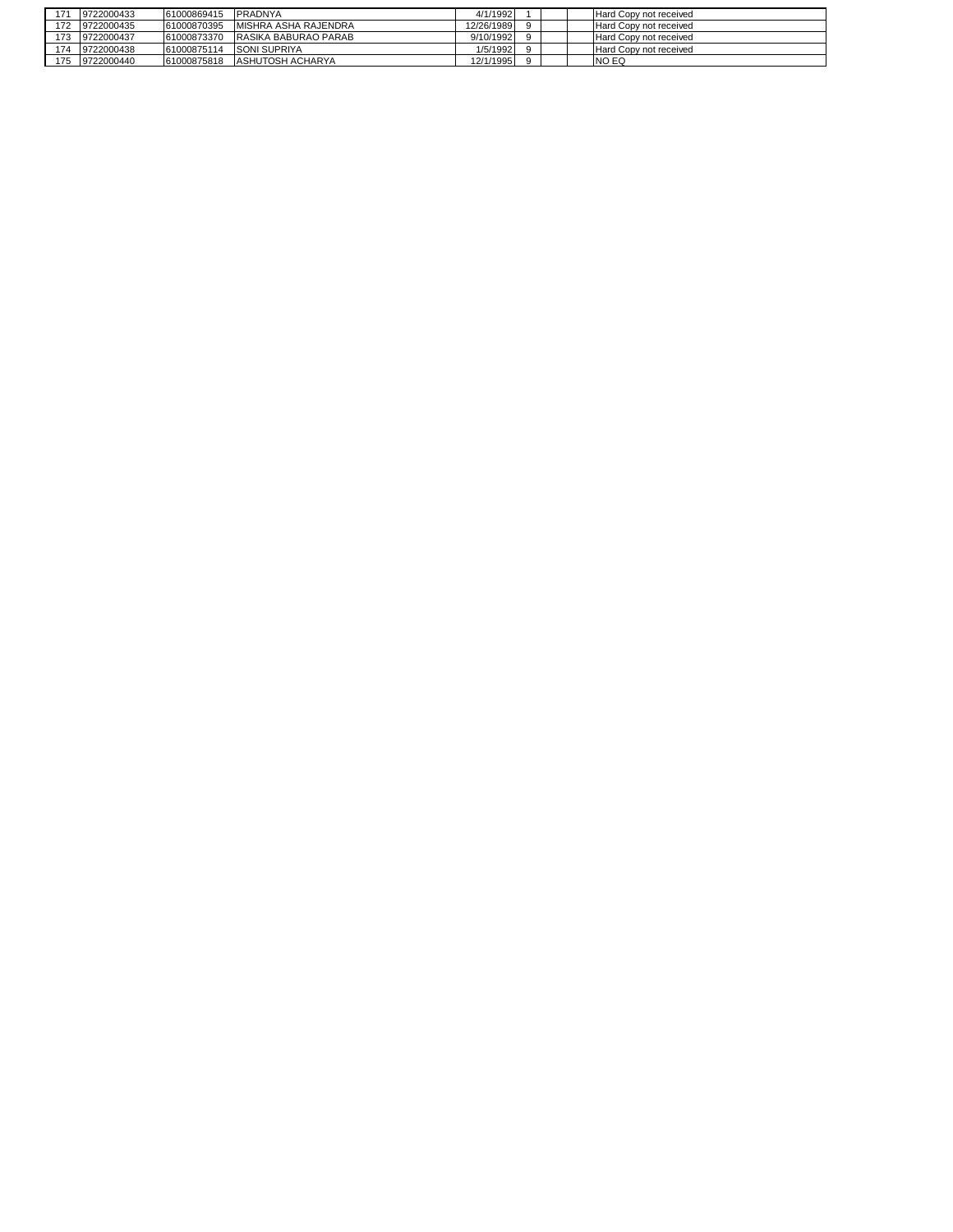| | | | | | | | | |
|---|---|---|---|---|---|---|---|---|
| 171 | 9722000433 | 61000869415 | PRADNYA | 4/1/1992 | 1 | | | Hard Copy not received |
| 172 | 9722000435 | 61000870395 | MISHRA ASHA RAJENDRA | 12/26/1989 | 9 | | | Hard Copy not received |
| 173 | 9722000437 | 61000873370 | RASIKA BABURAO PARAB | 9/10/1992 | 9 | | | Hard Copy not received |
| 174 | 9722000438 | 61000875114 | SONI SUPRIYA | 1/5/1992 | 9 | | | Hard Copy not received |
| 175 | 9722000440 | 61000875818 | ASHUTOSH ACHARYA | 12/1/1995 | 9 | | | NO EQ |